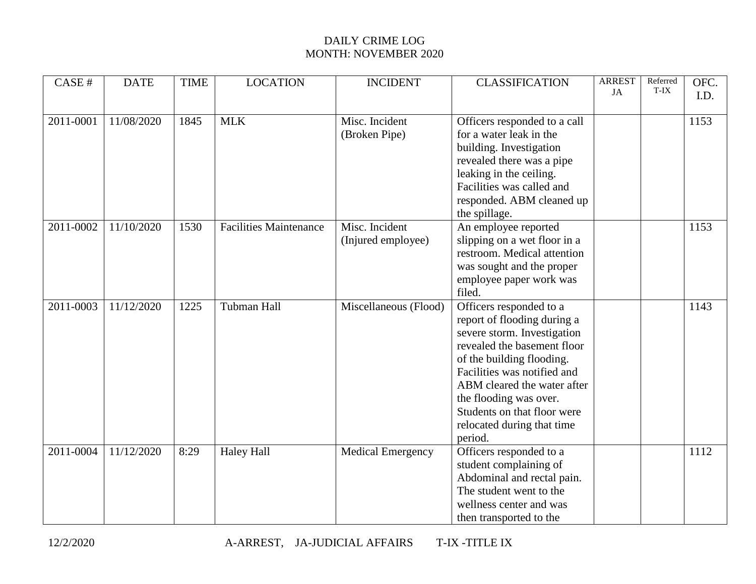DAILY CRIME LOG
MONTH: NOVEMBER 2020

| CASE # | DATE | TIME | LOCATION | INCIDENT | CLASSIFICATION | ARREST JA | Referred T-IX | OFC. I.D. |
|---|---|---|---|---|---|---|---|---|
| 2011-0001 | 11/08/2020 | 1845 | MLK | Misc. Incident (Broken Pipe) | Officers responded to a call for a water leak in the building. Investigation revealed there was a pipe leaking in the ceiling. Facilities was called and responded. ABM cleaned up the spillage. | | | 1153 |
| 2011-0002 | 11/10/2020 | 1530 | Facilities Maintenance | Misc. Incident (Injured employee) | An employee reported slipping on a wet floor in a restroom. Medical attention was sought and the proper employee paper work was filed. | | | 1153 |
| 2011-0003 | 11/12/2020 | 1225 | Tubman Hall | Miscellaneous (Flood) | Officers responded to a report of flooding during a severe storm. Investigation revealed the basement floor of the building flooding. Facilities was notified and ABM cleared the water after the flooding was over. Students on that floor were relocated during that time period. | | | 1143 |
| 2011-0004 | 11/12/2020 | 8:29 | Haley Hall | Medical Emergency | Officers responded to a student complaining of Abdominal and rectal pain. The student went to the wellness center and was then transported to the | | | 1112 |

12/2/2020 A-ARREST, JA-JUDICIAL AFFAIRS T-IX -TITLE IX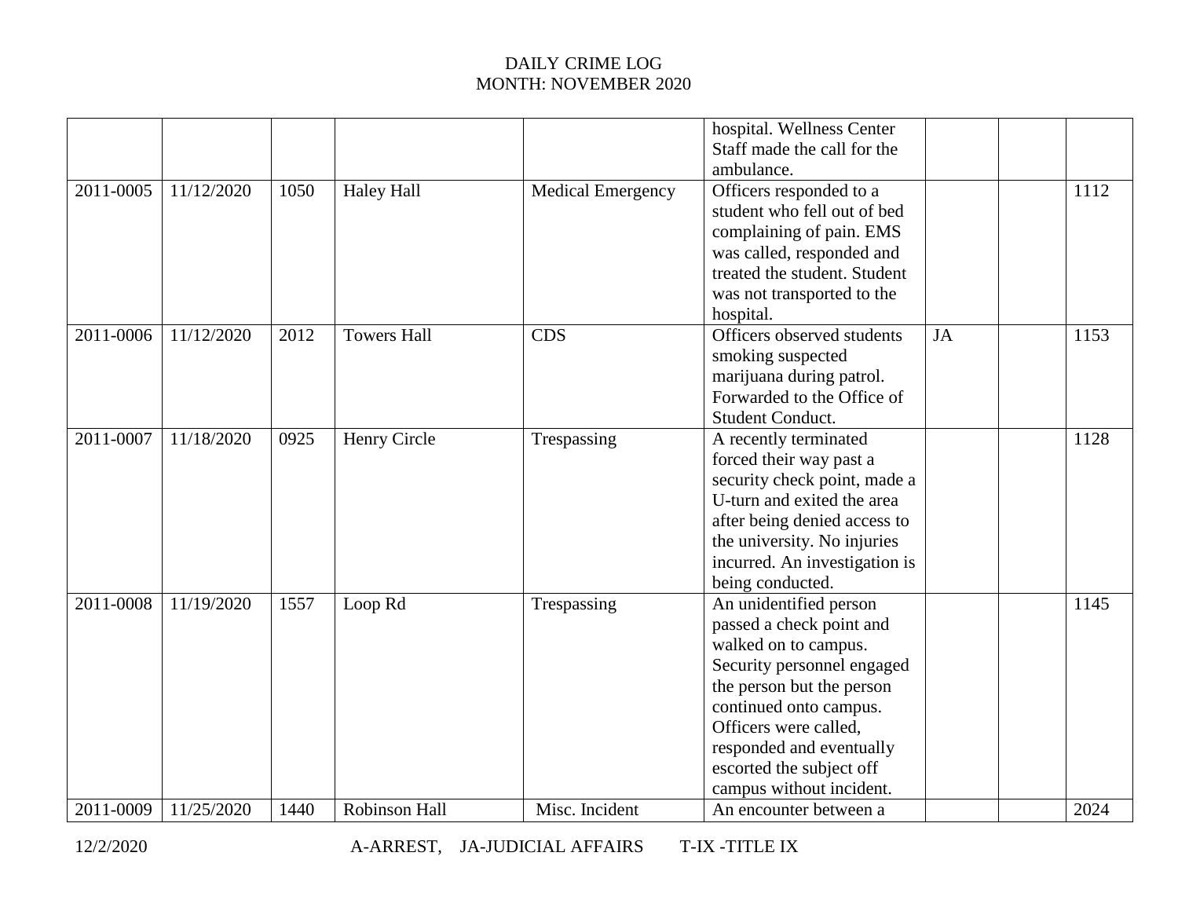DAILY CRIME LOG
MONTH: NOVEMBER 2020

| | | | | | | | | |
|---|---|---|---|---|---|---|---|---|
| | | | | | hospital. Wellness Center Staff made the call for the ambulance. | | | |
| 2011-0005 | 11/12/2020 | 1050 | Haley Hall | Medical Emergency | Officers responded to a student who fell out of bed complaining of pain. EMS was called, responded and treated the student. Student was not transported to the hospital. | | | 1112 |
| 2011-0006 | 11/12/2020 | 2012 | Towers Hall | CDS | Officers observed students smoking suspected marijuana during patrol. Forwarded to the Office of Student Conduct. | JA | | 1153 |
| 2011-0007 | 11/18/2020 | 0925 | Henry Circle | Trespassing | A recently terminated forced their way past a security check point, made a U-turn and exited the area after being denied access to the university. No injuries incurred. An investigation is being conducted. | | | 1128 |
| 2011-0008 | 11/19/2020 | 1557 | Loop Rd | Trespassing | An unidentified person passed a check point and walked on to campus. Security personnel engaged the person but the person continued onto campus. Officers were called, responded and eventually escorted the subject off campus without incident. | | | 1145 |
| 2011-0009 | 11/25/2020 | 1440 | Robinson Hall | Misc. Incident | An encounter between a | | | 2024 |

12/2/2020 A-ARREST, JA-JUDICIAL AFFAIRS T-IX -TITLE IX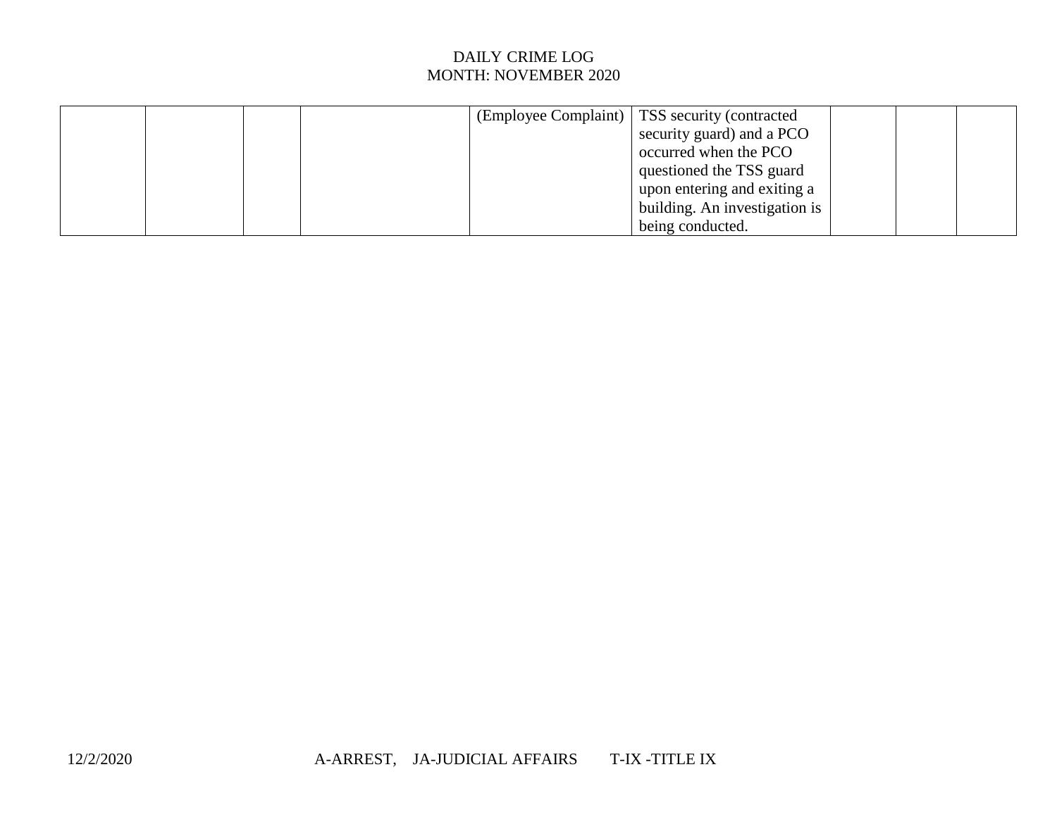DAILY CRIME LOG
MONTH: NOVEMBER 2020

| | | | | | | | | |
|---|---|---|---|---|---|---|---|---|
| | | | | (Employee Complaint) | TSS security (contracted security guard) and a PCO occurred when the PCO questioned the TSS guard upon entering and exiting a building. An investigation is being conducted. | | | |

12/2/2020 A-ARREST, JA-JUDICIAL AFFAIRS T-IX -TITLE IX